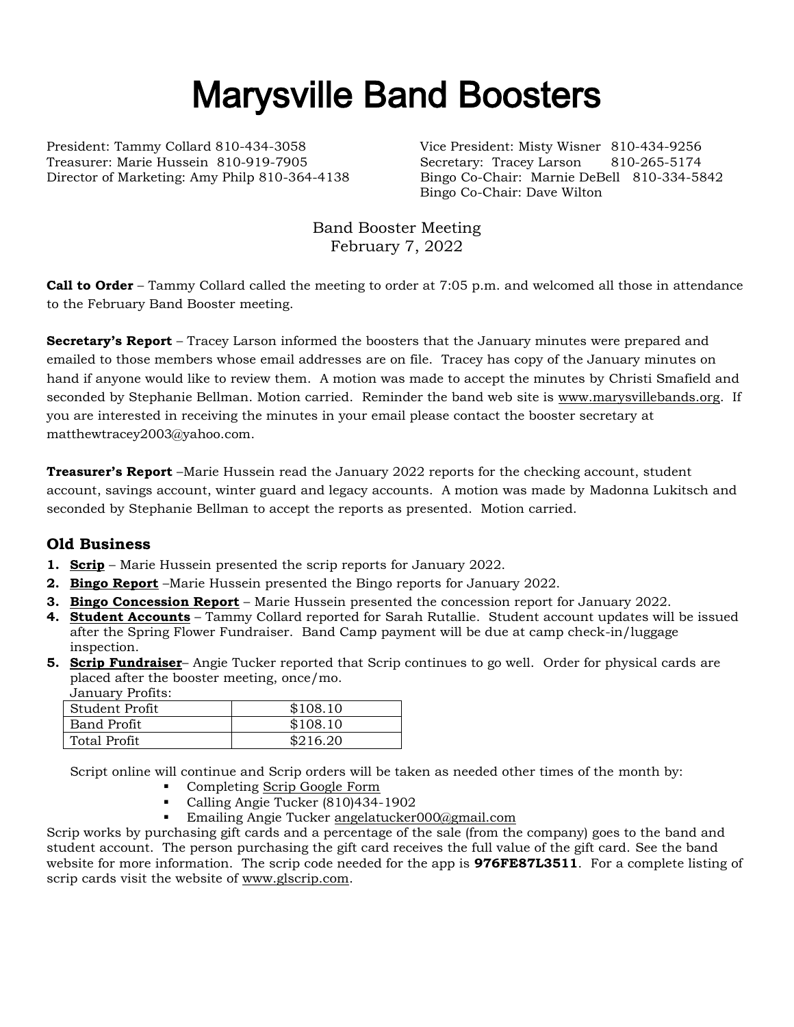# Marysville Band Boosters

President: Tammy Collard 810-434-3058
Treasurer: Marie Hussein 810-919-7905
Director of Marketing: Amy Philp 810-364-4138
Vice President: Misty Wisner 810-434-9256
Secretary: Tracey Larson 810-265-5174
Bingo Co-Chair: Marnie DeBell 810-334-5842
Bingo Co-Chair: Dave Wilton

Band Booster Meeting
February 7, 2022

**Call to Order** – Tammy Collard called the meeting to order at 7:05 p.m. and welcomed all those in attendance to the February Band Booster meeting.

**Secretary's Report** – Tracey Larson informed the boosters that the January minutes were prepared and emailed to those members whose email addresses are on file. Tracey has copy of the January minutes on hand if anyone would like to review them. A motion was made to accept the minutes by Christi Smafield and seconded by Stephanie Bellman. Motion carried. Reminder the band web site is www.marysvillebands.org. If you are interested in receiving the minutes in your email please contact the booster secretary at matthewtracey2003@yahoo.com.

**Treasurer's Report** –Marie Hussein read the January 2022 reports for the checking account, student account, savings account, winter guard and legacy accounts. A motion was made by Madonna Lukitsch and seconded by Stephanie Bellman to accept the reports as presented. Motion carried.

## Old Business

1. **Scrip** – Marie Hussein presented the scrip reports for January 2022.
2. **Bingo Report** –Marie Hussein presented the Bingo reports for January 2022.
3. **Bingo Concession Report** – Marie Hussein presented the concession report for January 2022.
4. **Student Accounts** – Tammy Collard reported for Sarah Rutallie. Student account updates will be issued after the Spring Flower Fundraiser. Band Camp payment will be due at camp check-in/luggage inspection.
5. **Scrip Fundraiser**– Angie Tucker reported that Scrip continues to go well. Order for physical cards are placed after the booster meeting, once/mo.
   January Profits:

| Student Profit | $108.10 |
|---|---|
| Band Profit | $108.10 |
| Total Profit | $216.20 |

Script online will continue and Scrip orders will be taken as needed other times of the month by:

- Completing Scrip Google Form
- Calling Angie Tucker (810)434-1902
- Emailing Angie Tucker angelatucker000@gmail.com

Scrip works by purchasing gift cards and a percentage of the sale (from the company) goes to the band and student account. The person purchasing the gift card receives the full value of the gift card. See the band website for more information. The scrip code needed for the app is **976FE87L3511**. For a complete listing of scrip cards visit the website of www.glscrip.com.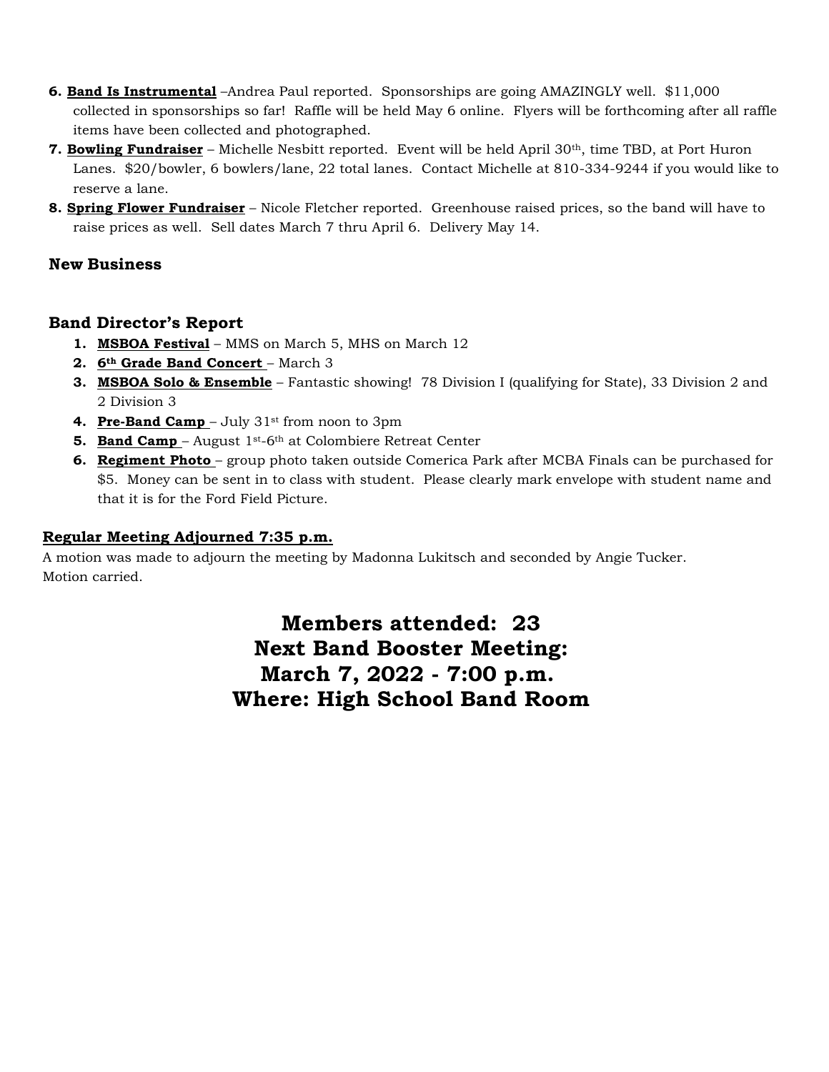6. **<u>Band Is Instrumental</u>** –Andrea Paul reported. Sponsorships are going AMAZINGLY well. $11,000 collected in sponsorships so far! Raffle will be held May 6 online. Flyers will be forthcoming after all raffle items have been collected and photographed.
7. **<u>Bowling Fundraiser</u>** – Michelle Nesbitt reported. Event will be held April 30th, time TBD, at Port Huron Lanes. $20/bowler, 6 bowlers/lane, 22 total lanes. Contact Michelle at 810-334-9244 if you would like to reserve a lane.
8. **<u>Spring Flower Fundraiser</u>** – Nicole Fletcher reported. Greenhouse raised prices, so the band will have to raise prices as well. Sell dates March 7 thru April 6. Delivery May 14.

## New Business

## Band Director's Report

1. **<u>MSBOA Festival</u>** – MMS on March 5, MHS on March 12
2. **<u>6th Grade Band Concert</u>** – March 3
3. **<u>MSBOA Solo & Ensemble</u>** – Fantastic showing! 78 Division I (qualifying for State), 33 Division 2 and 2 Division 3
4. **<u>Pre-Band Camp</u>** – July 31st from noon to 3pm
5. **<u>Band Camp</u>** – August 1st-6th at Colombiere Retreat Center
6. **<u>Regiment Photo</u>** – group photo taken outside Comerica Park after MCBA Finals can be purchased for $5. Money can be sent in to class with student. Please clearly mark envelope with student name and that it is for the Ford Field Picture.

**<u>Regular Meeting Adjourned 7:35 p.m.</u>**

A motion was made to adjourn the meeting by Madonna Lukitsch and seconded by Angie Tucker. Motion carried.

**Members attended: 23**
**Next Band Booster Meeting:**
**March 7, 2022 - 7:00 p.m.**
**Where: High School Band Room**